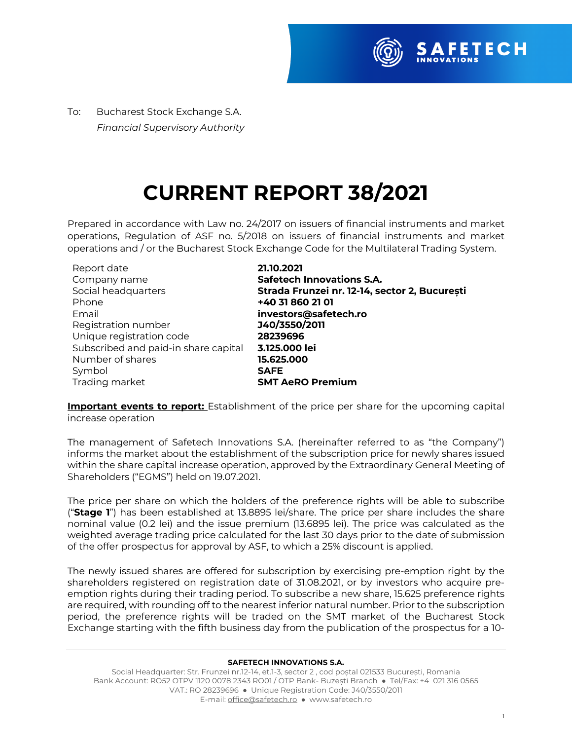To: Bucharest Stock Exchange S.A.
*Financial Supervisory Authority*

# CURRENT REPORT 38/2021

Prepared in accordance with Law no. 24/2017 on issuers of financial instruments and market operations, Regulation of ASF no. 5/2018 on issuers of financial instruments and market operations and / or the Bucharest Stock Exchange Code for the Multilateral Trading System.

| | |
|---|---|
| Report date | **21.10.2021** |
| Company name | **Safetech Innovations S.A.** |
| Social headquarters | **Strada Frunzei nr. 12-14, sector 2, București** |
| Phone | **+40 31 860 21 01** |
| Email | **investors@safetech.ro** |
| Registration number | **J40/3550/2011** |
| Unique registration code | **28239696** |
| Subscribed and paid-in share capital | **3.125.000 lei** |
| Number of shares | **15.625.000** |
| Symbol | **SAFE** |
| Trading market | **SMT AeRO Premium** |

**Important events to report:** Establishment of the price per share for the upcoming capital increase operation

The management of Safetech Innovations S.A. (hereinafter referred to as "the Company") informs the market about the establishment of the subscription price for newly shares issued within the share capital increase operation, approved by the Extraordinary General Meeting of Shareholders ("EGMS") held on 19.07.2021.

The price per share on which the holders of the preference rights will be able to subscribe ("**Stage 1**") has been established at 13.8895 lei/share. The price per share includes the share nominal value (0.2 lei) and the issue premium (13.6895 lei). The price was calculated as the weighted average trading price calculated for the last 30 days prior to the date of submission of the offer prospectus for approval by ASF, to which a 25% discount is applied.

The newly issued shares are offered for subscription by exercising pre-emption right by the shareholders registered on registration date of 31.08.2021, or by investors who acquire pre-emption rights during their trading period. To subscribe a new share, 15.625 preference rights are required, with rounding off to the nearest inferior natural number. Prior to the subscription period, the preference rights will be traded on the SMT market of the Bucharest Stock Exchange starting with the fifth business day from the publication of the prospectus for a 10-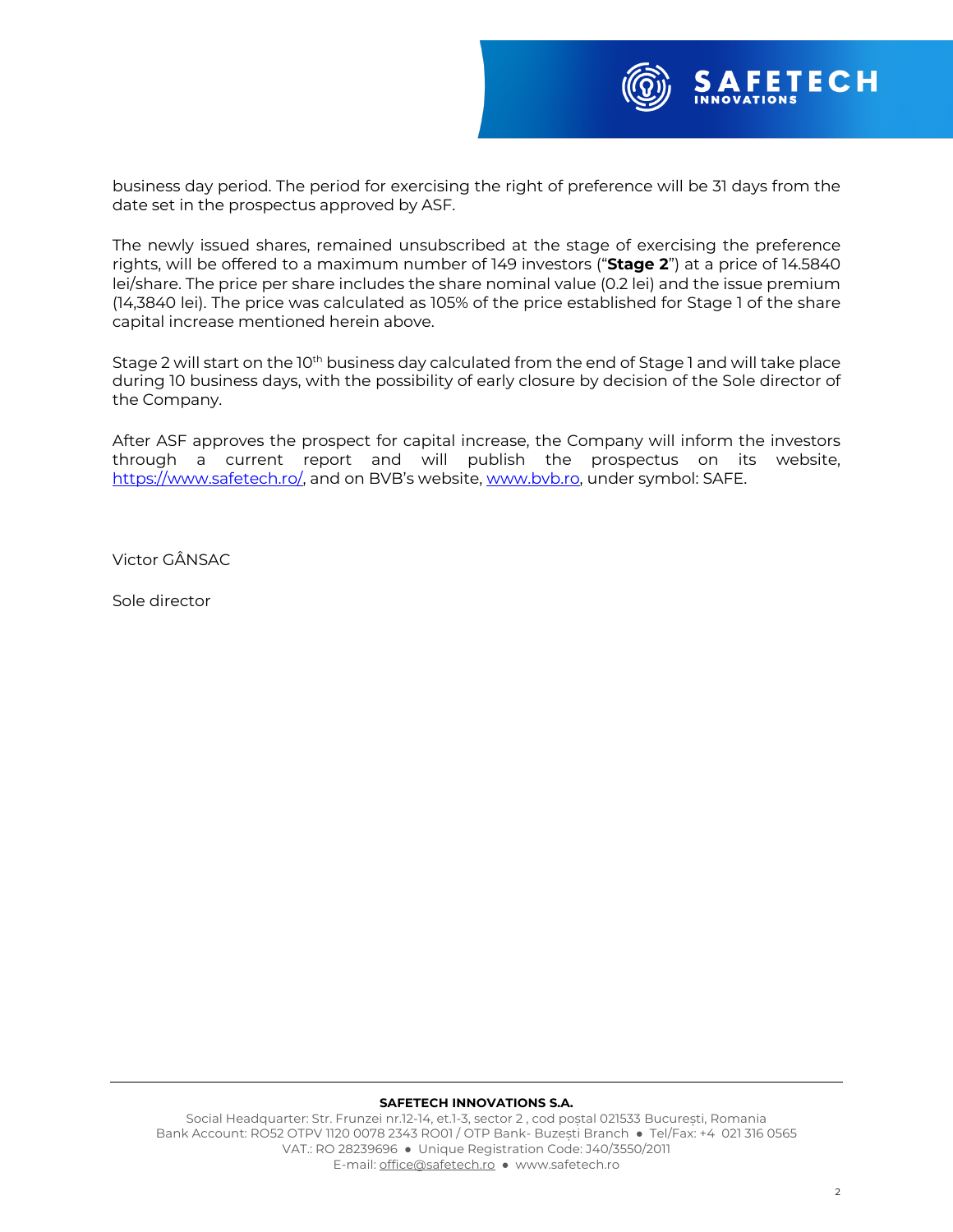business day period. The period for exercising the right of preference will be 31 days from the date set in the prospectus approved by ASF.

The newly issued shares, remained unsubscribed at the stage of exercising the preference rights, will be offered to a maximum number of 149 investors ("**Stage 2**") at a price of 14.5840 lei/share. The price per share includes the share nominal value (0.2 lei) and the issue premium (14,3840 lei). The price was calculated as 105% of the price established for Stage 1 of the share capital increase mentioned herein above.

Stage 2 will start on the 10th business day calculated from the end of Stage 1 and will take place during 10 business days, with the possibility of early closure by decision of the Sole director of the Company.

After ASF approves the prospect for capital increase, the Company will inform the investors through a current report and will publish the prospectus on its website, https://www.safetech.ro/, and on BVB's website, www.bvb.ro, under symbol: SAFE.

Victor GÂNSAC

Sole director

**SAFETECH INNOVATIONS S.A.**

Social Headquarter: Str. Frunzei nr.12-14, et.1-3, sector 2 , cod poștal 021533 București, Romania
Bank Account: RO52 OTPV 1120 0078 2343 RO01 / OTP Bank- Buzești Branch ● Tel/Fax: +4 021 316 0565
VAT.: RO 28239696 ● Unique Registration Code: J40/3550/2011
E-mail: office@safetech.ro ● www.safetech.ro